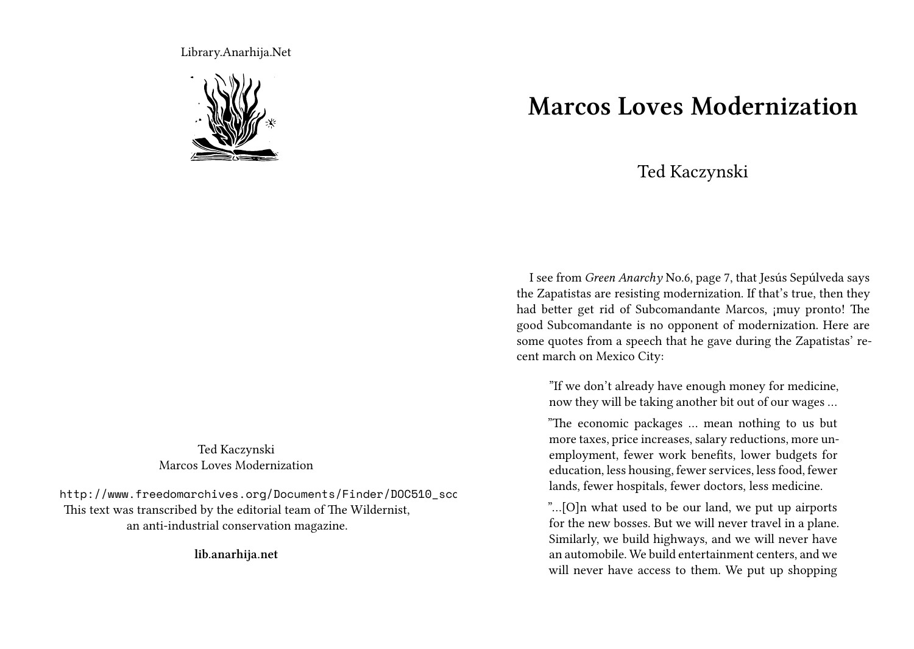Library.Anarhija.Net

Ted Kaczynski
Marcos Loves Modernization

http://www.freedomarchives.org/Documents/Finder/DOC510_scc
This text was transcribed by the editorial team of The Wildernist, an anti-industrial conservation magazine.

**lib.anarhija.net**

# Marcos Loves Modernization

Ted Kaczynski

I see from *Green Anarchy* No.6, page 7, that Jesús Sepúlveda says the Zapatistas are resisting modernization. If that's true, then they had better get rid of Subcomandante Marcos, ¡muy pronto! The good Subcomandante is no opponent of modernization. Here are some quotes from a speech that he gave during the Zapatistas' recent march on Mexico City:

> "If we don't already have enough money for medicine, now they will be taking another bit out of our wages …
>
> "The economic packages … mean nothing to us but more taxes, price increases, salary reductions, more unemployment, fewer work benefits, lower budgets for education, less housing, fewer services, less food, fewer lands, fewer hospitals, fewer doctors, less medicine.
>
> "…[O]n what used to be our land, we put up airports for the new bosses. But we will never travel in a plane. Similarly, we build highways, and we will never have an automobile. We build entertainment centers, and we will never have access to them. We put up shopping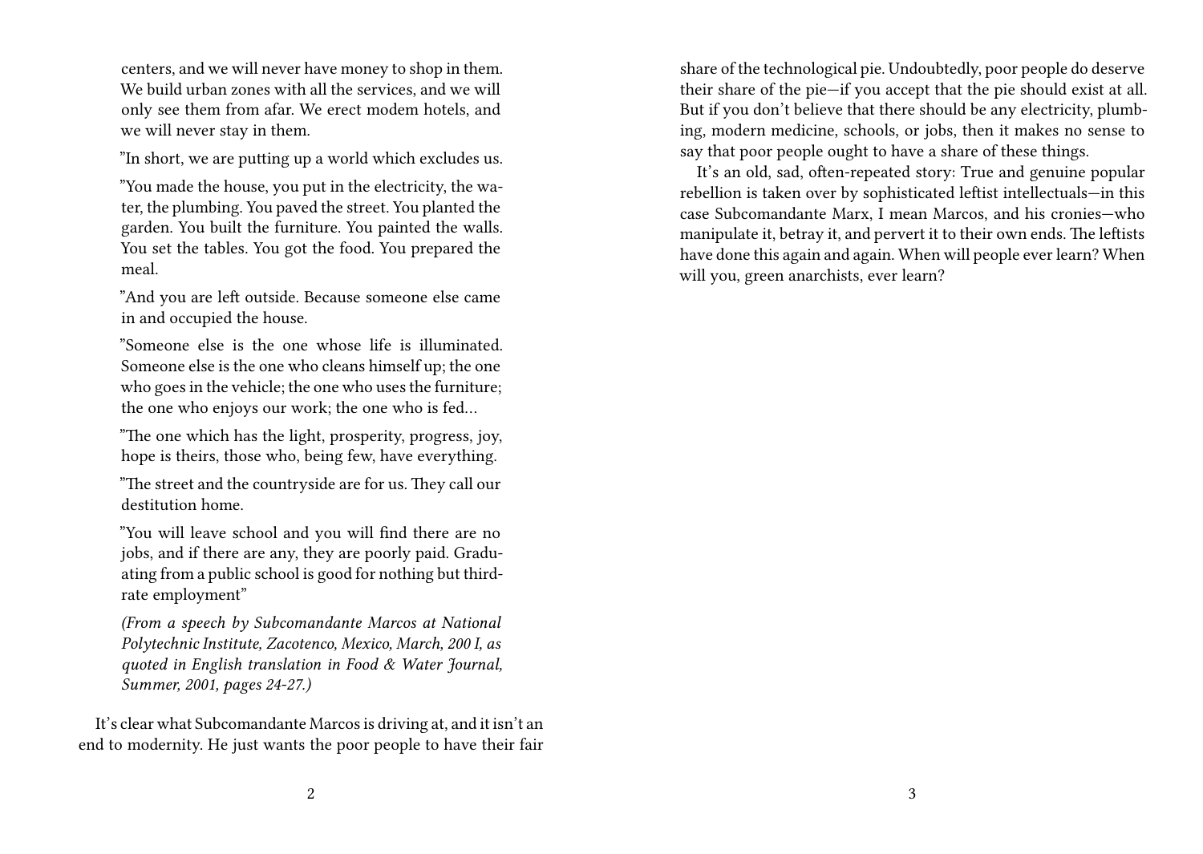centers, and we will never have money to shop in them. We build urban zones with all the services, and we will only see them from afar. We erect modem hotels, and we will never stay in them.

"In short, we are putting up a world which excludes us.

"You made the house, you put in the electricity, the water, the plumbing. You paved the street. You planted the garden. You built the furniture. You painted the walls. You set the tables. You got the food. You prepared the meal.

"And you are left outside. Because someone else came in and occupied the house.

"Someone else is the one whose life is illuminated. Someone else is the one who cleans himself up; the one who goes in the vehicle; the one who uses the furniture; the one who enjoys our work; the one who is fed…

"The one which has the light, prosperity, progress, joy, hope is theirs, those who, being few, have everything.

"The street and the countryside are for us. They call our destitution home.

"You will leave school and you will find there are no jobs, and if there are any, they are poorly paid. Graduating from a public school is good for nothing but third-rate employment"

*(From a speech by Subcomandante Marcos at National Polytechnic Institute, Zacotenco, Mexico, March, 200 I, as quoted in English translation in Food & Water Journal, Summer, 2001, pages 24-27.)*

It's clear what Subcomandante Marcos is driving at, and it isn't an end to modernity. He just wants the poor people to have their fair share of the technological pie. Undoubtedly, poor people do deserve their share of the pie—if you accept that the pie should exist at all. But if you don't believe that there should be any electricity, plumbing, modern medicine, schools, or jobs, then it makes no sense to say that poor people ought to have a share of these things.

It's an old, sad, often-repeated story: True and genuine popular rebellion is taken over by sophisticated leftist intellectuals—in this case Subcomandante Marx, I mean Marcos, and his cronies—who manipulate it, betray it, and pervert it to their own ends. The leftists have done this again and again. When will people ever learn? When will you, green anarchists, ever learn?